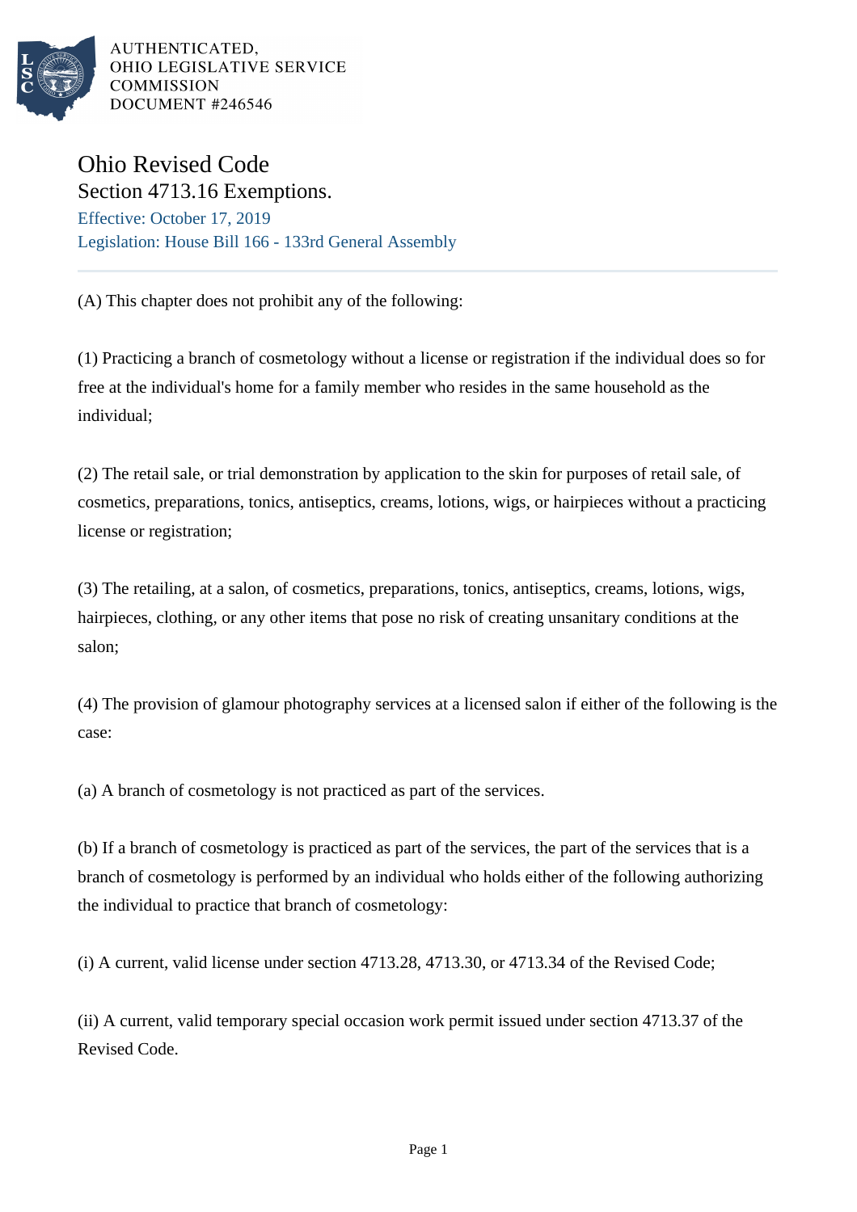AUTHENTICATED,
OHIO LEGISLATIVE SERVICE
COMMISSION
DOCUMENT #246546

# Ohio Revised Code

## Section 4713.16 Exemptions.

Effective: October 17, 2019

Legislation: House Bill 166 - 133rd General Assembly

---

(A) This chapter does not prohibit any of the following:

(1) Practicing a branch of cosmetology without a license or registration if the individual does so for free at the individual's home for a family member who resides in the same household as the individual;

(2) The retail sale, or trial demonstration by application to the skin for purposes of retail sale, of cosmetics, preparations, tonics, antiseptics, creams, lotions, wigs, or hairpieces without a practicing license or registration;

(3) The retailing, at a salon, of cosmetics, preparations, tonics, antiseptics, creams, lotions, wigs, hairpieces, clothing, or any other items that pose no risk of creating unsanitary conditions at the salon;

(4) The provision of glamour photography services at a licensed salon if either of the following is the case:

(a) A branch of cosmetology is not practiced as part of the services.

(b) If a branch of cosmetology is practiced as part of the services, the part of the services that is a branch of cosmetology is performed by an individual who holds either of the following authorizing the individual to practice that branch of cosmetology:

(i) A current, valid license under section 4713.28, 4713.30, or 4713.34 of the Revised Code;

(ii) A current, valid temporary special occasion work permit issued under section 4713.37 of the Revised Code.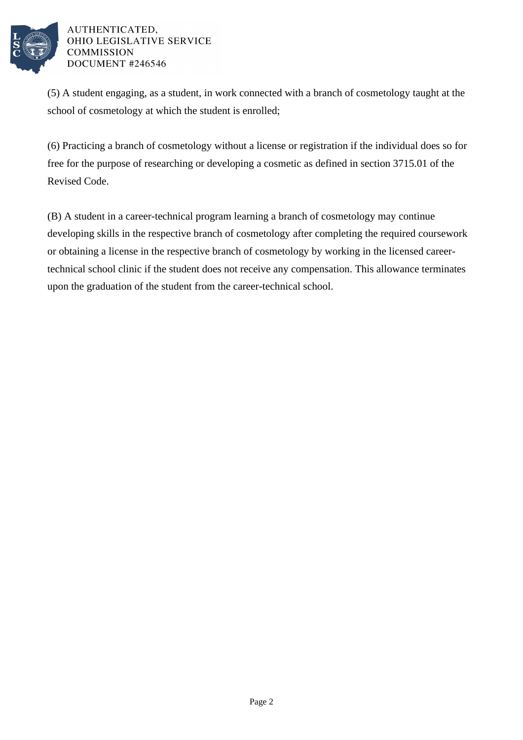(5) A student engaging, as a student, in work connected with a branch of cosmetology taught at the school of cosmetology at which the student is enrolled;

(6) Practicing a branch of cosmetology without a license or registration if the individual does so for free for the purpose of researching or developing a cosmetic as defined in section 3715.01 of the Revised Code.

(B) A student in a career-technical program learning a branch of cosmetology may continue developing skills in the respective branch of cosmetology after completing the required coursework or obtaining a license in the respective branch of cosmetology by working in the licensed career-technical school clinic if the student does not receive any compensation. This allowance terminates upon the graduation of the student from the career-technical school.